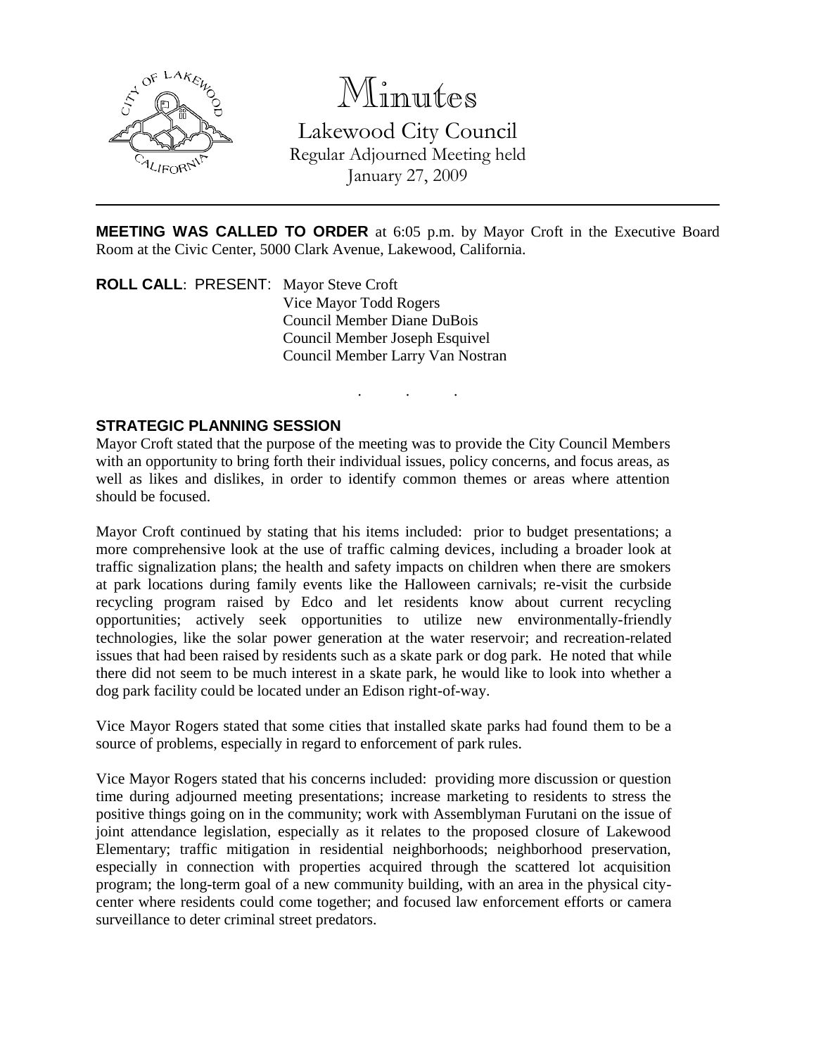# Minutes

Lakewood City Council
Regular Adjourned Meeting held
January 27, 2009

---

**MEETING WAS CALLED TO ORDER** at 6:05 p.m. by Mayor Croft in the Executive Board Room at the Civic Center, 5000 Clark Avenue, Lakewood, California.

**ROLL CALL**: PRESENT: Mayor Steve Croft
Vice Mayor Todd Rogers
Council Member Diane DuBois
Council Member Joseph Esquivel
Council Member Larry Van Nostran

. . .

**STRATEGIC PLANNING SESSION**

Mayor Croft stated that the purpose of the meeting was to provide the City Council Members with an opportunity to bring forth their individual issues, policy concerns, and focus areas, as well as likes and dislikes, in order to identify common themes or areas where attention should be focused.

Mayor Croft continued by stating that his items included: prior to budget presentations; a more comprehensive look at the use of traffic calming devices, including a broader look at traffic signalization plans; the health and safety impacts on children when there are smokers at park locations during family events like the Halloween carnivals; re-visit the curbside recycling program raised by Edco and let residents know about current recycling opportunities; actively seek opportunities to utilize new environmentally-friendly technologies, like the solar power generation at the water reservoir; and recreation-related issues that had been raised by residents such as a skate park or dog park. He noted that while there did not seem to be much interest in a skate park, he would like to look into whether a dog park facility could be located under an Edison right-of-way.

Vice Mayor Rogers stated that some cities that installed skate parks had found them to be a source of problems, especially in regard to enforcement of park rules.

Vice Mayor Rogers stated that his concerns included: providing more discussion or question time during adjourned meeting presentations; increase marketing to residents to stress the positive things going on in the community; work with Assemblyman Furutani on the issue of joint attendance legislation, especially as it relates to the proposed closure of Lakewood Elementary; traffic mitigation in residential neighborhoods; neighborhood preservation, especially in connection with properties acquired through the scattered lot acquisition program; the long-term goal of a new community building, with an area in the physical city-center where residents could come together; and focused law enforcement efforts or camera surveillance to deter criminal street predators.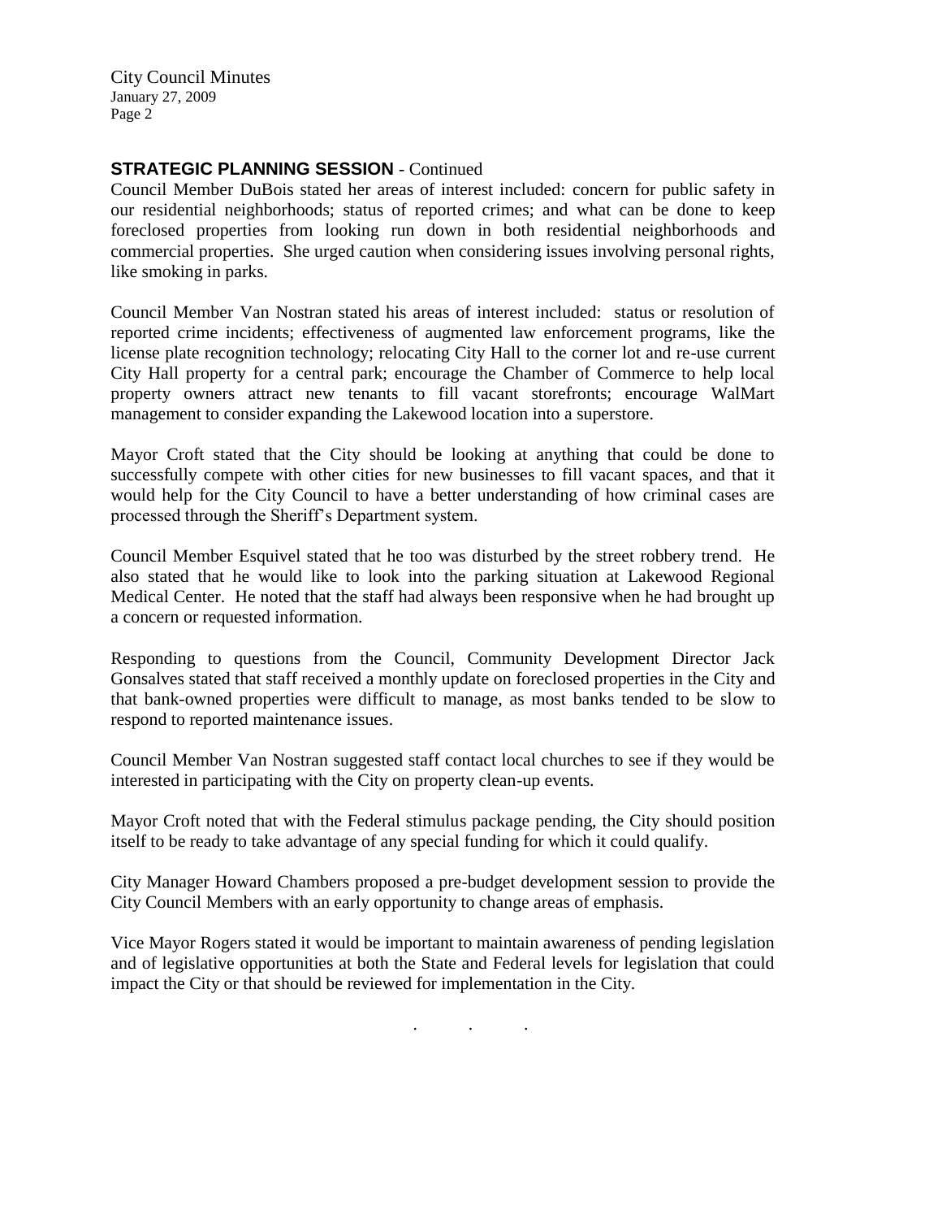**STRATEGIC PLANNING SESSION** - Continued

Council Member DuBois stated her areas of interest included: concern for public safety in our residential neighborhoods; status of reported crimes; and what can be done to keep foreclosed properties from looking run down in both residential neighborhoods and commercial properties. She urged caution when considering issues involving personal rights, like smoking in parks.

Council Member Van Nostran stated his areas of interest included: status or resolution of reported crime incidents; effectiveness of augmented law enforcement programs, like the license plate recognition technology; relocating City Hall to the corner lot and re-use current City Hall property for a central park; encourage the Chamber of Commerce to help local property owners attract new tenants to fill vacant storefronts; encourage WalMart management to consider expanding the Lakewood location into a superstore.

Mayor Croft stated that the City should be looking at anything that could be done to successfully compete with other cities for new businesses to fill vacant spaces, and that it would help for the City Council to have a better understanding of how criminal cases are processed through the Sheriff's Department system.

Council Member Esquivel stated that he too was disturbed by the street robbery trend. He also stated that he would like to look into the parking situation at Lakewood Regional Medical Center. He noted that the staff had always been responsive when he had brought up a concern or requested information.

Responding to questions from the Council, Community Development Director Jack Gonsalves stated that staff received a monthly update on foreclosed properties in the City and that bank-owned properties were difficult to manage, as most banks tended to be slow to respond to reported maintenance issues.

Council Member Van Nostran suggested staff contact local churches to see if they would be interested in participating with the City on property clean-up events.

Mayor Croft noted that with the Federal stimulus package pending, the City should position itself to be ready to take advantage of any special funding for which it could qualify.

City Manager Howard Chambers proposed a pre-budget development session to provide the City Council Members with an early opportunity to change areas of emphasis.

Vice Mayor Rogers stated it would be important to maintain awareness of pending legislation and of legislative opportunities at both the State and Federal levels for legislation that could impact the City or that should be reviewed for implementation in the City.

. . .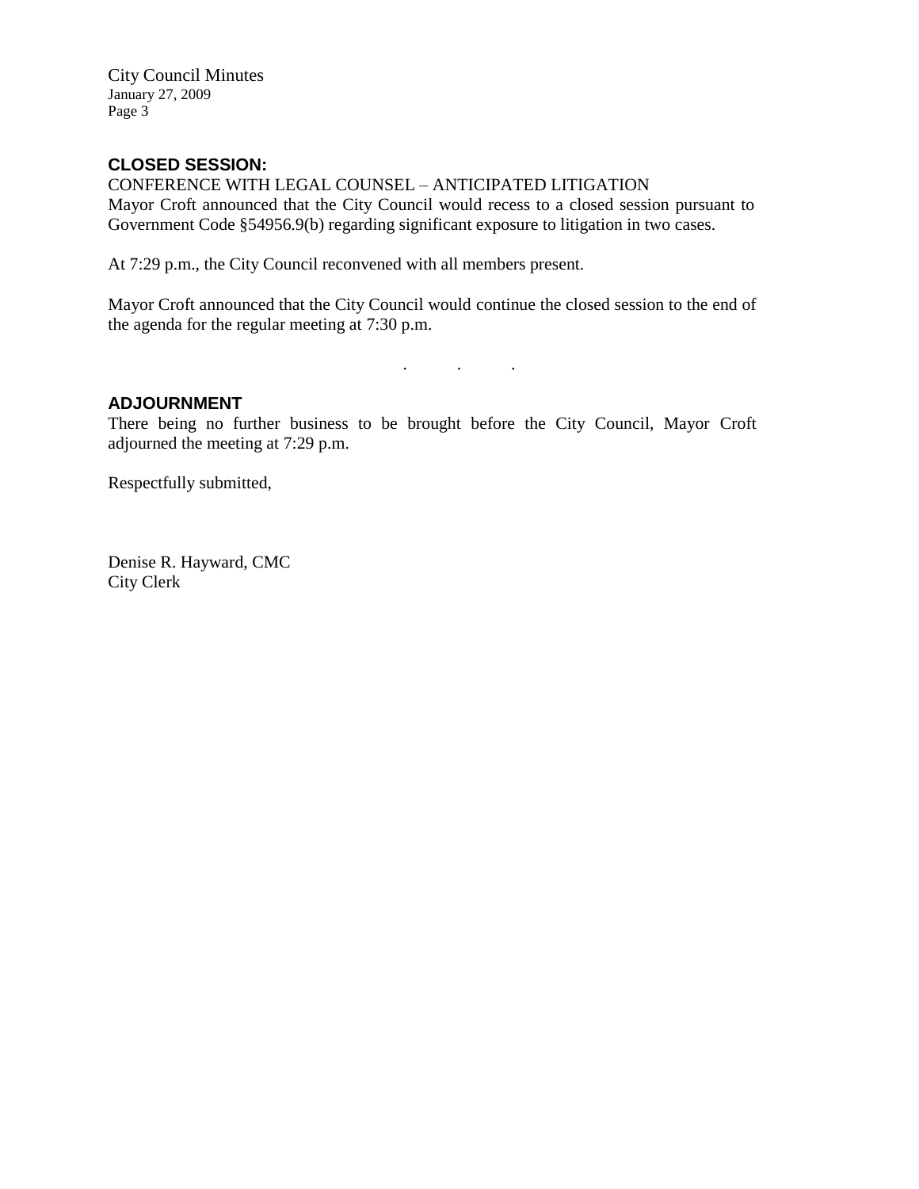## CLOSED SESSION:

CONFERENCE WITH LEGAL COUNSEL – ANTICIPATED LITIGATION
Mayor Croft announced that the City Council would recess to a closed session pursuant to Government Code §54956.9(b) regarding significant exposure to litigation in two cases.

At 7:29 p.m., the City Council reconvened with all members present.

Mayor Croft announced that the City Council would continue the closed session to the end of the agenda for the regular meeting at 7:30 p.m.

. . .

## ADJOURNMENT

There being no further business to be brought before the City Council, Mayor Croft adjourned the meeting at 7:29 p.m.

Respectfully submitted,

Denise R. Hayward, CMC
City Clerk